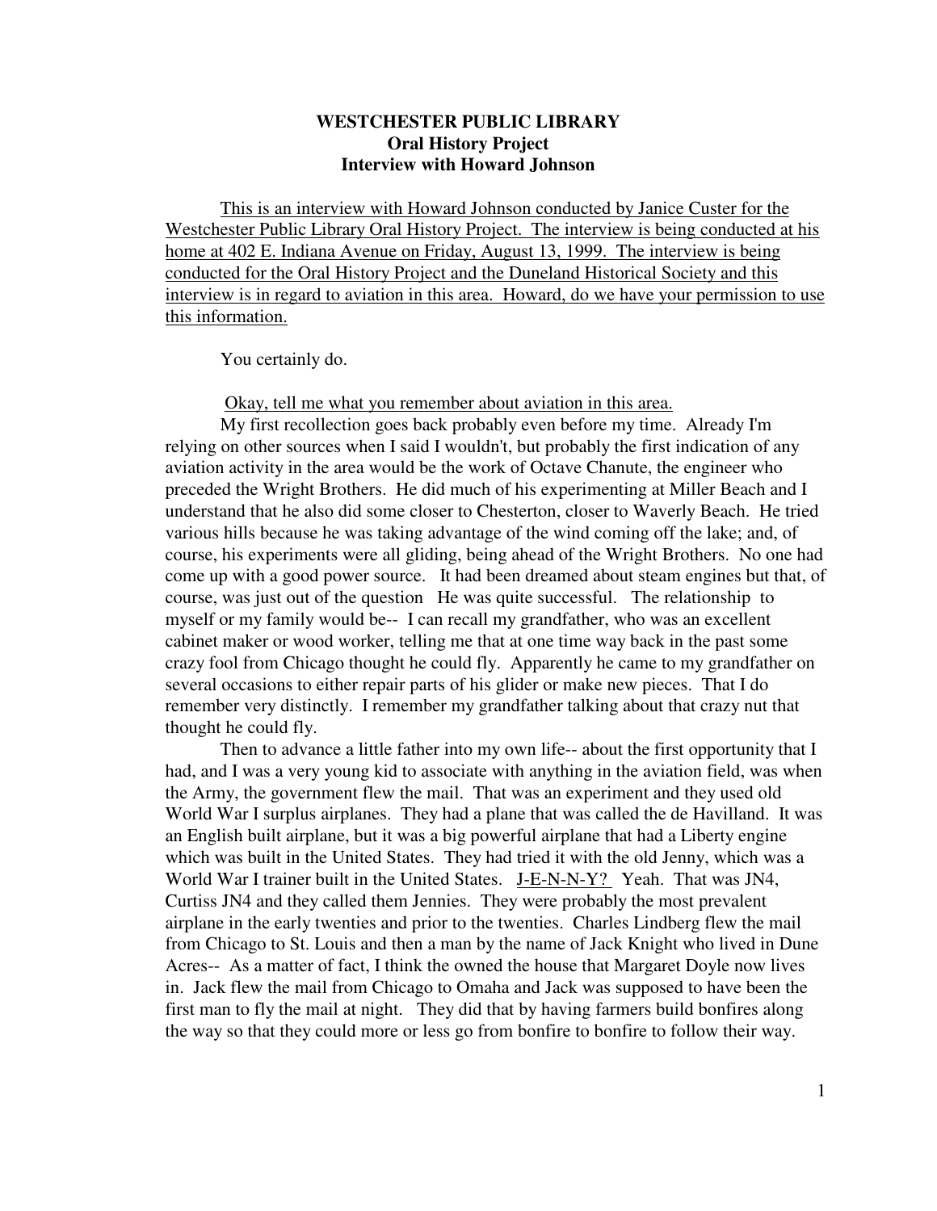**WESTCHESTER PUBLIC LIBRARY**
**Oral History Project**
**Interview with Howard Johnson**

<u>This is an interview with Howard Johnson conducted by Janice Custer for the Westchester Public Library Oral History Project. The interview is being conducted at his home at 402 E. Indiana Avenue on Friday, August 13, 1999. The interview is being conducted for the Oral History Project and the Duneland Historical Society and this interview is in regard to aviation in this area. Howard, do we have your permission to use this information.</u>

You certainly do.

<u>Okay, tell me what you remember about aviation in this area.</u>

My first recollection goes back probably even before my time. Already I'm relying on other sources when I said I wouldn't, but probably the first indication of any aviation activity in the area would be the work of Octave Chanute, the engineer who preceded the Wright Brothers. He did much of his experimenting at Miller Beach and I understand that he also did some closer to Chesterton, closer to Waverly Beach. He tried various hills because he was taking advantage of the wind coming off the lake; and, of course, his experiments were all gliding, being ahead of the Wright Brothers. No one had come up with a good power source. It had been dreamed about steam engines but that, of course, was just out of the question He was quite successful. The relationship to myself or my family would be-- I can recall my grandfather, who was an excellent cabinet maker or wood worker, telling me that at one time way back in the past some crazy fool from Chicago thought he could fly. Apparently he came to my grandfather on several occasions to either repair parts of his glider or make new pieces. That I do remember very distinctly. I remember my grandfather talking about that crazy nut that thought he could fly.

Then to advance a little father into my own life-- about the first opportunity that I had, and I was a very young kid to associate with anything in the aviation field, was when the Army, the government flew the mail. That was an experiment and they used old World War I surplus airplanes. They had a plane that was called the de Havilland. It was an English built airplane, but it was a big powerful airplane that had a Liberty engine which was built in the United States. They had tried it with the old Jenny, which was a World War I trainer built in the United States. <u>J-E-N-N-Y?</u> Yeah. That was JN4, Curtiss JN4 and they called them Jennies. They were probably the most prevalent airplane in the early twenties and prior to the twenties. Charles Lindberg flew the mail from Chicago to St. Louis and then a man by the name of Jack Knight who lived in Dune Acres-- As a matter of fact, I think the owned the house that Margaret Doyle now lives in. Jack flew the mail from Chicago to Omaha and Jack was supposed to have been the first man to fly the mail at night. They did that by having farmers build bonfires along the way so that they could more or less go from bonfire to bonfire to follow their way.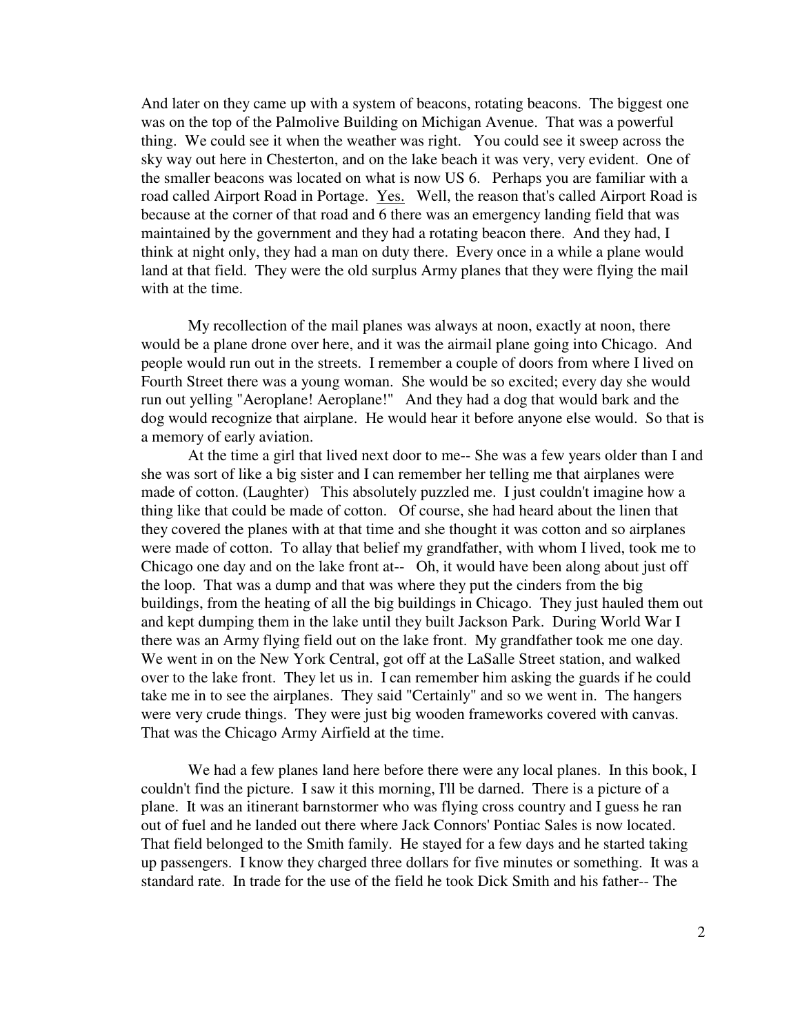And later on they came up with a system of beacons, rotating beacons. The biggest one was on the top of the Palmolive Building on Michigan Avenue. That was a powerful thing. We could see it when the weather was right. You could see it sweep across the sky way out here in Chesterton, and on the lake beach it was very, very evident. One of the smaller beacons was located on what is now US 6. Perhaps you are familiar with a road called Airport Road in Portage. Yes. Well, the reason that's called Airport Road is because at the corner of that road and 6 there was an emergency landing field that was maintained by the government and they had a rotating beacon there. And they had, I think at night only, they had a man on duty there. Every once in a while a plane would land at that field. They were the old surplus Army planes that they were flying the mail with at the time.

My recollection of the mail planes was always at noon, exactly at noon, there would be a plane drone over here, and it was the airmail plane going into Chicago. And people would run out in the streets. I remember a couple of doors from where I lived on Fourth Street there was a young woman. She would be so excited; every day she would run out yelling "Aeroplane! Aeroplane!" And they had a dog that would bark and the dog would recognize that airplane. He would hear it before anyone else would. So that is a memory of early aviation.

At the time a girl that lived next door to me-- She was a few years older than I and she was sort of like a big sister and I can remember her telling me that airplanes were made of cotton. (Laughter) This absolutely puzzled me. I just couldn't imagine how a thing like that could be made of cotton. Of course, she had heard about the linen that they covered the planes with at that time and she thought it was cotton and so airplanes were made of cotton. To allay that belief my grandfather, with whom I lived, took me to Chicago one day and on the lake front at-- Oh, it would have been along about just off the loop. That was a dump and that was where they put the cinders from the big buildings, from the heating of all the big buildings in Chicago. They just hauled them out and kept dumping them in the lake until they built Jackson Park. During World War I there was an Army flying field out on the lake front. My grandfather took me one day. We went in on the New York Central, got off at the LaSalle Street station, and walked over to the lake front. They let us in. I can remember him asking the guards if he could take me in to see the airplanes. They said "Certainly" and so we went in. The hangers were very crude things. They were just big wooden frameworks covered with canvas. That was the Chicago Army Airfield at the time.

We had a few planes land here before there were any local planes. In this book, I couldn't find the picture. I saw it this morning, I'll be darned. There is a picture of a plane. It was an itinerant barnstormer who was flying cross country and I guess he ran out of fuel and he landed out there where Jack Connors' Pontiac Sales is now located. That field belonged to the Smith family. He stayed for a few days and he started taking up passengers. I know they charged three dollars for five minutes or something. It was a standard rate. In trade for the use of the field he took Dick Smith and his father-- The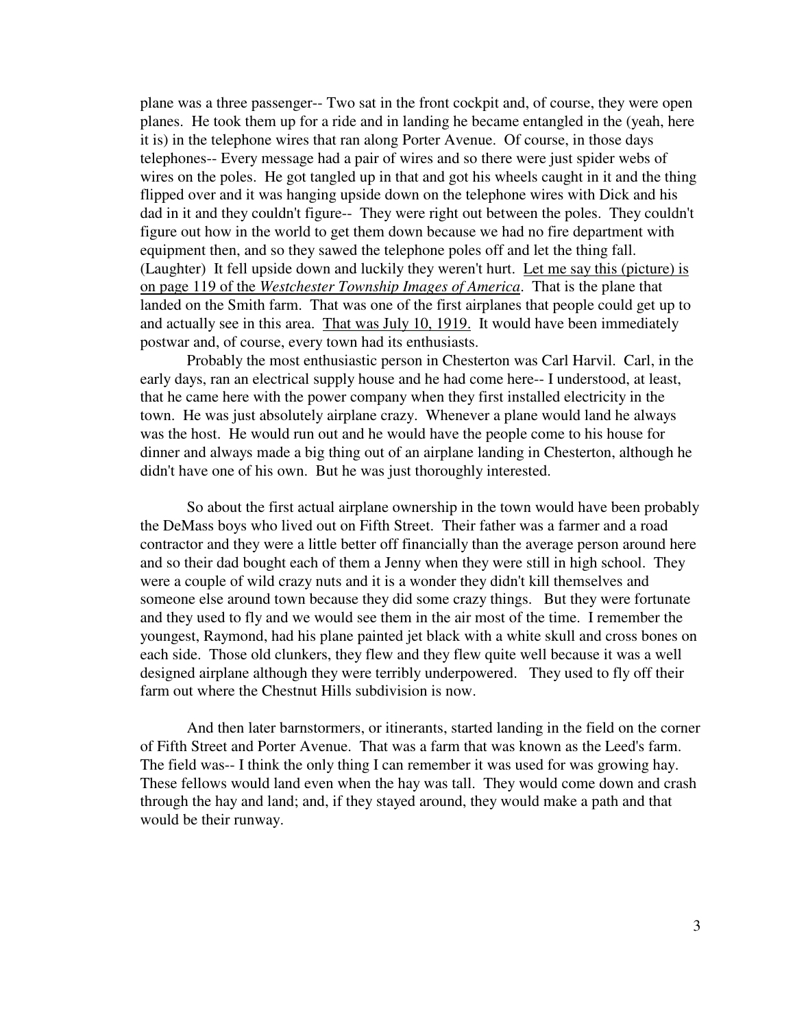plane was a three passenger-- Two sat in the front cockpit and, of course, they were open planes. He took them up for a ride and in landing he became entangled in the (yeah, here it is) in the telephone wires that ran along Porter Avenue. Of course, in those days telephones-- Every message had a pair of wires and so there were just spider webs of wires on the poles. He got tangled up in that and got his wheels caught in it and the thing flipped over and it was hanging upside down on the telephone wires with Dick and his dad in it and they couldn't figure-- They were right out between the poles. They couldn't figure out how in the world to get them down because we had no fire department with equipment then, and so they sawed the telephone poles off and let the thing fall. (Laughter) It fell upside down and luckily they weren't hurt. <u>Let me say this (picture) is on page 119 of the *Westchester Township Images of America*</u>. That is the plane that landed on the Smith farm. That was one of the first airplanes that people could get up to and actually see in this area. <u>That was July 10, 1919.</u> It would have been immediately postwar and, of course, every town had its enthusiasts.

Probably the most enthusiastic person in Chesterton was Carl Harvil. Carl, in the early days, ran an electrical supply house and he had come here-- I understood, at least, that he came here with the power company when they first installed electricity in the town. He was just absolutely airplane crazy. Whenever a plane would land he always was the host. He would run out and he would have the people come to his house for dinner and always made a big thing out of an airplane landing in Chesterton, although he didn't have one of his own. But he was just thoroughly interested.

So about the first actual airplane ownership in the town would have been probably the DeMass boys who lived out on Fifth Street. Their father was a farmer and a road contractor and they were a little better off financially than the average person around here and so their dad bought each of them a Jenny when they were still in high school. They were a couple of wild crazy nuts and it is a wonder they didn't kill themselves and someone else around town because they did some crazy things. But they were fortunate and they used to fly and we would see them in the air most of the time. I remember the youngest, Raymond, had his plane painted jet black with a white skull and cross bones on each side. Those old clunkers, they flew and they flew quite well because it was a well designed airplane although they were terribly underpowered. They used to fly off their farm out where the Chestnut Hills subdivision is now.

And then later barnstormers, or itinerants, started landing in the field on the corner of Fifth Street and Porter Avenue. That was a farm that was known as the Leed's farm. The field was-- I think the only thing I can remember it was used for was growing hay. These fellows would land even when the hay was tall. They would come down and crash through the hay and land; and, if they stayed around, they would make a path and that would be their runway.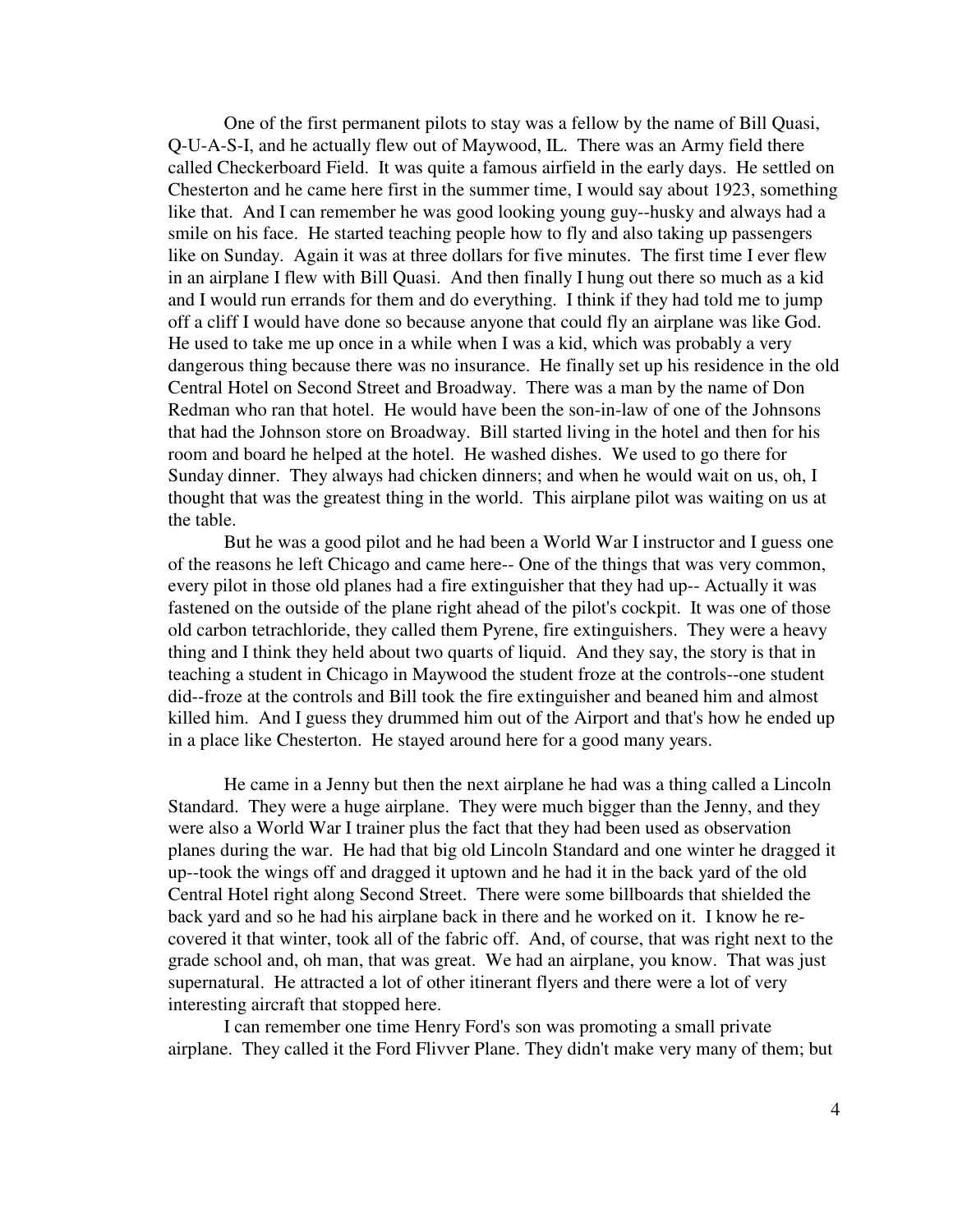One of the first permanent pilots to stay was a fellow by the name of Bill Quasi, Q-U-A-S-I, and he actually flew out of Maywood, IL. There was an Army field there called Checkerboard Field. It was quite a famous airfield in the early days. He settled on Chesterton and he came here first in the summer time, I would say about 1923, something like that. And I can remember he was good looking young guy--husky and always had a smile on his face. He started teaching people how to fly and also taking up passengers like on Sunday. Again it was at three dollars for five minutes. The first time I ever flew in an airplane I flew with Bill Quasi. And then finally I hung out there so much as a kid and I would run errands for them and do everything. I think if they had told me to jump off a cliff I would have done so because anyone that could fly an airplane was like God. He used to take me up once in a while when I was a kid, which was probably a very dangerous thing because there was no insurance. He finally set up his residence in the old Central Hotel on Second Street and Broadway. There was a man by the name of Don Redman who ran that hotel. He would have been the son-in-law of one of the Johnsons that had the Johnson store on Broadway. Bill started living in the hotel and then for his room and board he helped at the hotel. He washed dishes. We used to go there for Sunday dinner. They always had chicken dinners; and when he would wait on us, oh, I thought that was the greatest thing in the world. This airplane pilot was waiting on us at the table.

But he was a good pilot and he had been a World War I instructor and I guess one of the reasons he left Chicago and came here-- One of the things that was very common, every pilot in those old planes had a fire extinguisher that they had up-- Actually it was fastened on the outside of the plane right ahead of the pilot's cockpit. It was one of those old carbon tetrachloride, they called them Pyrene, fire extinguishers. They were a heavy thing and I think they held about two quarts of liquid. And they say, the story is that in teaching a student in Chicago in Maywood the student froze at the controls--one student did--froze at the controls and Bill took the fire extinguisher and beaned him and almost killed him. And I guess they drummed him out of the Airport and that's how he ended up in a place like Chesterton. He stayed around here for a good many years.

He came in a Jenny but then the next airplane he had was a thing called a Lincoln Standard. They were a huge airplane. They were much bigger than the Jenny, and they were also a World War I trainer plus the fact that they had been used as observation planes during the war. He had that big old Lincoln Standard and one winter he dragged it up--took the wings off and dragged it uptown and he had it in the back yard of the old Central Hotel right along Second Street. There were some billboards that shielded the back yard and so he had his airplane back in there and he worked on it. I know he re-covered it that winter, took all of the fabric off. And, of course, that was right next to the grade school and, oh man, that was great. We had an airplane, you know. That was just supernatural. He attracted a lot of other itinerant flyers and there were a lot of very interesting aircraft that stopped here.

I can remember one time Henry Ford's son was promoting a small private airplane. They called it the Ford Flivver Plane. They didn't make very many of them; but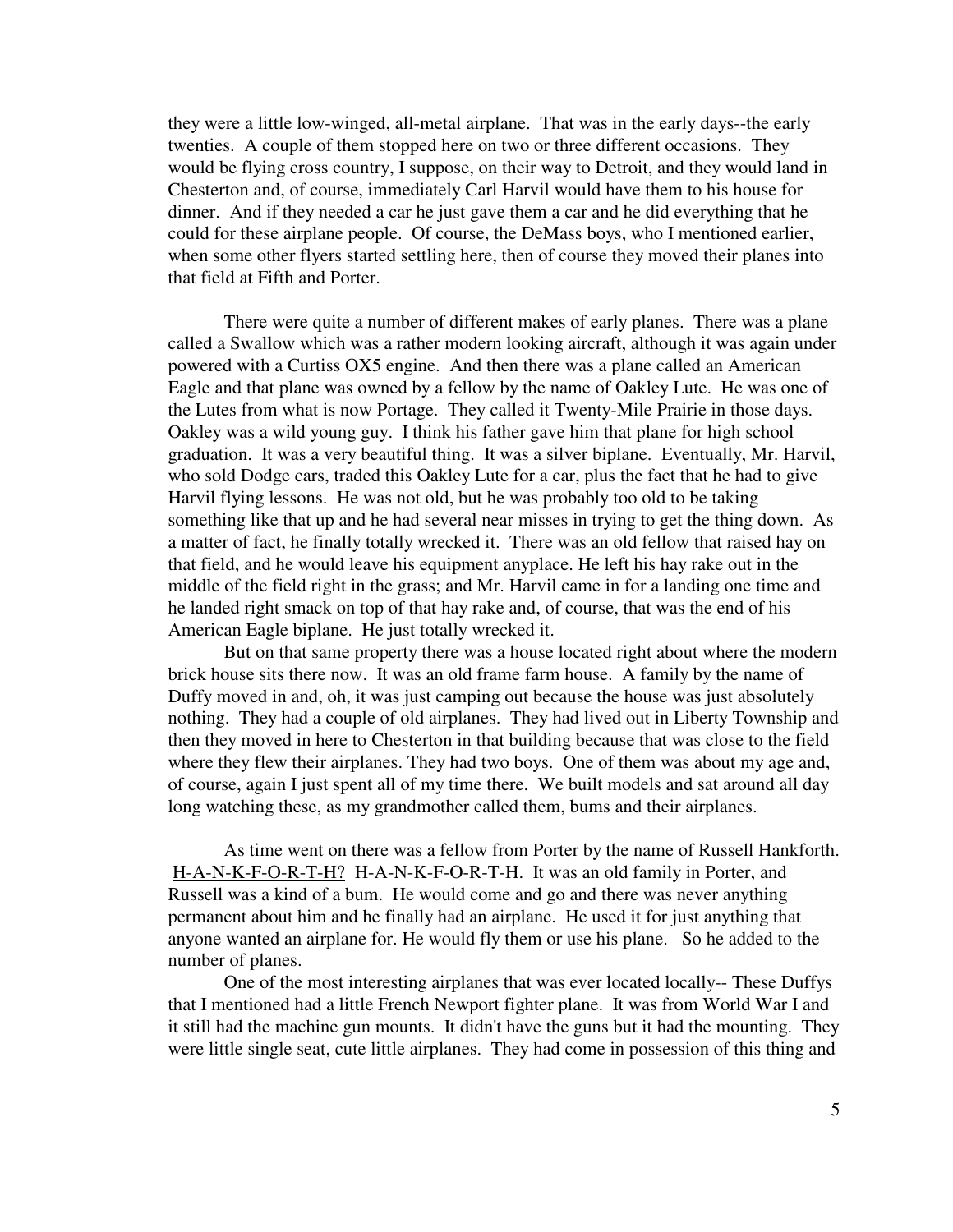they were a little low-winged, all-metal airplane. That was in the early days--the early twenties. A couple of them stopped here on two or three different occasions. They would be flying cross country, I suppose, on their way to Detroit, and they would land in Chesterton and, of course, immediately Carl Harvil would have them to his house for dinner. And if they needed a car he just gave them a car and he did everything that he could for these airplane people. Of course, the DeMass boys, who I mentioned earlier, when some other flyers started settling here, then of course they moved their planes into that field at Fifth and Porter.

There were quite a number of different makes of early planes. There was a plane called a Swallow which was a rather modern looking aircraft, although it was again under powered with a Curtiss OX5 engine. And then there was a plane called an American Eagle and that plane was owned by a fellow by the name of Oakley Lute. He was one of the Lutes from what is now Portage. They called it Twenty-Mile Prairie in those days. Oakley was a wild young guy. I think his father gave him that plane for high school graduation. It was a very beautiful thing. It was a silver biplane. Eventually, Mr. Harvil, who sold Dodge cars, traded this Oakley Lute for a car, plus the fact that he had to give Harvil flying lessons. He was not old, but he was probably too old to be taking something like that up and he had several near misses in trying to get the thing down. As a matter of fact, he finally totally wrecked it. There was an old fellow that raised hay on that field, and he would leave his equipment anyplace. He left his hay rake out in the middle of the field right in the grass; and Mr. Harvil came in for a landing one time and he landed right smack on top of that hay rake and, of course, that was the end of his American Eagle biplane. He just totally wrecked it.

But on that same property there was a house located right about where the modern brick house sits there now. It was an old frame farm house. A family by the name of Duffy moved in and, oh, it was just camping out because the house was just absolutely nothing. They had a couple of old airplanes. They had lived out in Liberty Township and then they moved in here to Chesterton in that building because that was close to the field where they flew their airplanes. They had two boys. One of them was about my age and, of course, again I just spent all of my time there. We built models and sat around all day long watching these, as my grandmother called them, bums and their airplanes.

As time went on there was a fellow from Porter by the name of Russell Hankforth. H-A-N-K-F-O-R-T-H? H-A-N-K-F-O-R-T-H. It was an old family in Porter, and Russell was a kind of a bum. He would come and go and there was never anything permanent about him and he finally had an airplane. He used it for just anything that anyone wanted an airplane for. He would fly them or use his plane. So he added to the number of planes.

One of the most interesting airplanes that was ever located locally-- These Duffys that I mentioned had a little French Newport fighter plane. It was from World War I and it still had the machine gun mounts. It didn't have the guns but it had the mounting. They were little single seat, cute little airplanes. They had come in possession of this thing and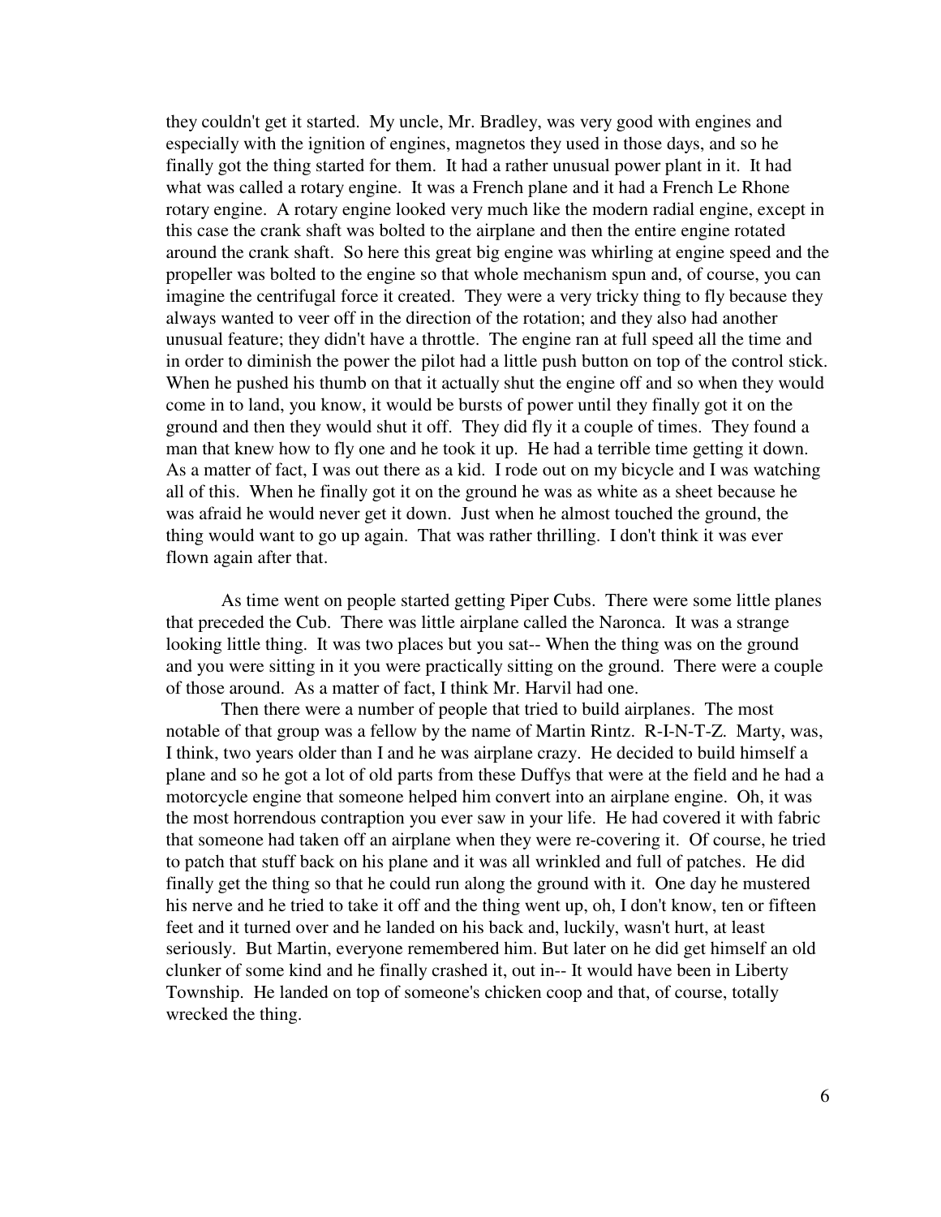they couldn't get it started. My uncle, Mr. Bradley, was very good with engines and especially with the ignition of engines, magnetos they used in those days, and so he finally got the thing started for them. It had a rather unusual power plant in it. It had what was called a rotary engine. It was a French plane and it had a French Le Rhone rotary engine. A rotary engine looked very much like the modern radial engine, except in this case the crank shaft was bolted to the airplane and then the entire engine rotated around the crank shaft. So here this great big engine was whirling at engine speed and the propeller was bolted to the engine so that whole mechanism spun and, of course, you can imagine the centrifugal force it created. They were a very tricky thing to fly because they always wanted to veer off in the direction of the rotation; and they also had another unusual feature; they didn't have a throttle. The engine ran at full speed all the time and in order to diminish the power the pilot had a little push button on top of the control stick. When he pushed his thumb on that it actually shut the engine off and so when they would come in to land, you know, it would be bursts of power until they finally got it on the ground and then they would shut it off. They did fly it a couple of times. They found a man that knew how to fly one and he took it up. He had a terrible time getting it down. As a matter of fact, I was out there as a kid. I rode out on my bicycle and I was watching all of this. When he finally got it on the ground he was as white as a sheet because he was afraid he would never get it down. Just when he almost touched the ground, the thing would want to go up again. That was rather thrilling. I don't think it was ever flown again after that.

As time went on people started getting Piper Cubs. There were some little planes that preceded the Cub. There was little airplane called the Naronca. It was a strange looking little thing. It was two places but you sat-- When the thing was on the ground and you were sitting in it you were practically sitting on the ground. There were a couple of those around. As a matter of fact, I think Mr. Harvil had one.

Then there were a number of people that tried to build airplanes. The most notable of that group was a fellow by the name of Martin Rintz. R-I-N-T-Z. Marty, was, I think, two years older than I and he was airplane crazy. He decided to build himself a plane and so he got a lot of old parts from these Duffys that were at the field and he had a motorcycle engine that someone helped him convert into an airplane engine. Oh, it was the most horrendous contraption you ever saw in your life. He had covered it with fabric that someone had taken off an airplane when they were re-covering it. Of course, he tried to patch that stuff back on his plane and it was all wrinkled and full of patches. He did finally get the thing so that he could run along the ground with it. One day he mustered his nerve and he tried to take it off and the thing went up, oh, I don't know, ten or fifteen feet and it turned over and he landed on his back and, luckily, wasn't hurt, at least seriously. But Martin, everyone remembered him. But later on he did get himself an old clunker of some kind and he finally crashed it, out in-- It would have been in Liberty Township. He landed on top of someone's chicken coop and that, of course, totally wrecked the thing.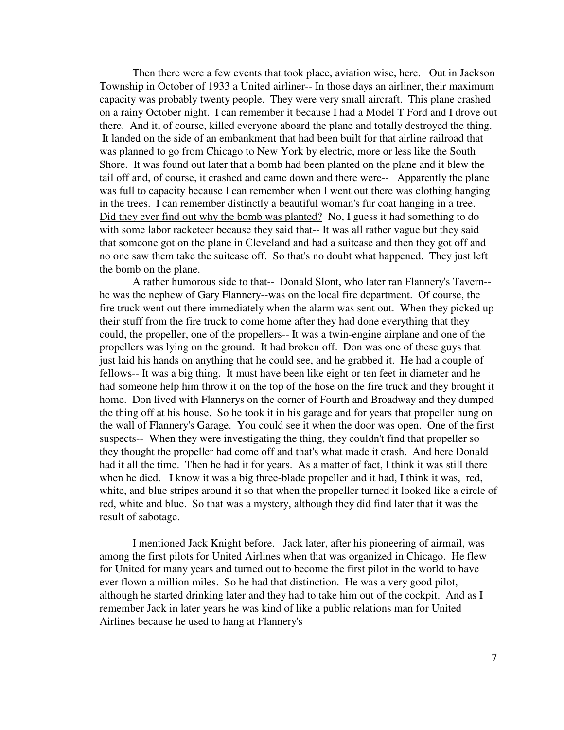Then there were a few events that took place, aviation wise, here. Out in Jackson Township in October of 1933 a United airliner-- In those days an airliner, their maximum capacity was probably twenty people. They were very small aircraft. This plane crashed on a rainy October night. I can remember it because I had a Model T Ford and I drove out there. And it, of course, killed everyone aboard the plane and totally destroyed the thing. It landed on the side of an embankment that had been built for that airline railroad that was planned to go from Chicago to New York by electric, more or less like the South Shore. It was found out later that a bomb had been planted on the plane and it blew the tail off and, of course, it crashed and came down and there were-- Apparently the plane was full to capacity because I can remember when I went out there was clothing hanging in the trees. I can remember distinctly a beautiful woman's fur coat hanging in a tree. <u>Did they ever find out why the bomb was planted?</u> No, I guess it had something to do with some labor racketeer because they said that-- It was all rather vague but they said that someone got on the plane in Cleveland and had a suitcase and then they got off and no one saw them take the suitcase off. So that's no doubt what happened. They just left the bomb on the plane.

A rather humorous side to that-- Donald Slont, who later ran Flannery's Tavern--he was the nephew of Gary Flannery--was on the local fire department. Of course, the fire truck went out there immediately when the alarm was sent out. When they picked up their stuff from the fire truck to come home after they had done everything that they could, the propeller, one of the propellers-- It was a twin-engine airplane and one of the propellers was lying on the ground. It had broken off. Don was one of these guys that just laid his hands on anything that he could see, and he grabbed it. He had a couple of fellows-- It was a big thing. It must have been like eight or ten feet in diameter and he had someone help him throw it on the top of the hose on the fire truck and they brought it home. Don lived with Flannerys on the corner of Fourth and Broadway and they dumped the thing off at his house. So he took it in his garage and for years that propeller hung on the wall of Flannery's Garage. You could see it when the door was open. One of the first suspects-- When they were investigating the thing, they couldn't find that propeller so they thought the propeller had come off and that's what made it crash. And here Donald had it all the time. Then he had it for years. As a matter of fact, I think it was still there when he died. I know it was a big three-blade propeller and it had, I think it was, red, white, and blue stripes around it so that when the propeller turned it looked like a circle of red, white and blue. So that was a mystery, although they did find later that it was the result of sabotage.

I mentioned Jack Knight before. Jack later, after his pioneering of airmail, was among the first pilots for United Airlines when that was organized in Chicago. He flew for United for many years and turned out to become the first pilot in the world to have ever flown a million miles. So he had that distinction. He was a very good pilot, although he started drinking later and they had to take him out of the cockpit. And as I remember Jack in later years he was kind of like a public relations man for United Airlines because he used to hang at Flannery's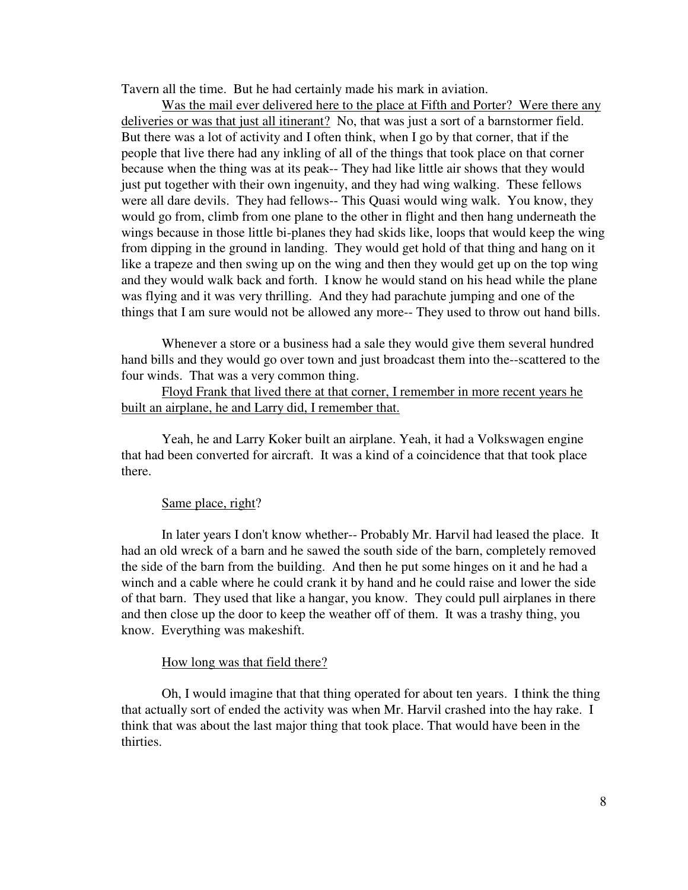Tavern all the time. But he had certainly made his mark in aviation.

<u>Was the mail ever delivered here to the place at Fifth and Porter? Were there any deliveries or was that just all itinerant?</u> No, that was just a sort of a barnstormer field. But there was a lot of activity and I often think, when I go by that corner, that if the people that live there had any inkling of all of the things that took place on that corner because when the thing was at its peak-- They had like little air shows that they would just put together with their own ingenuity, and they had wing walking. These fellows were all dare devils. They had fellows-- This Quasi would wing walk. You know, they would go from, climb from one plane to the other in flight and then hang underneath the wings because in those little bi-planes they had skids like, loops that would keep the wing from dipping in the ground in landing. They would get hold of that thing and hang on it like a trapeze and then swing up on the wing and then they would get up on the top wing and they would walk back and forth. I know he would stand on his head while the plane was flying and it was very thrilling. And they had parachute jumping and one of the things that I am sure would not be allowed any more-- They used to throw out hand bills.

Whenever a store or a business had a sale they would give them several hundred hand bills and they would go over town and just broadcast them into the--scattered to the four winds. That was a very common thing.

<u>Floyd Frank that lived there at that corner, I remember in more recent years he built an airplane, he and Larry did, I remember that.</u>

Yeah, he and Larry Koker built an airplane. Yeah, it had a Volkswagen engine that had been converted for aircraft. It was a kind of a coincidence that that took place there.

<u>Same place, right</u>?

In later years I don't know whether-- Probably Mr. Harvil had leased the place. It had an old wreck of a barn and he sawed the south side of the barn, completely removed the side of the barn from the building. And then he put some hinges on it and he had a winch and a cable where he could crank it by hand and he could raise and lower the side of that barn. They used that like a hangar, you know. They could pull airplanes in there and then close up the door to keep the weather off of them. It was a trashy thing, you know. Everything was makeshift.

<u>How long was that field there?</u>

Oh, I would imagine that that thing operated for about ten years. I think the thing that actually sort of ended the activity was when Mr. Harvil crashed into the hay rake. I think that was about the last major thing that took place. That would have been in the thirties.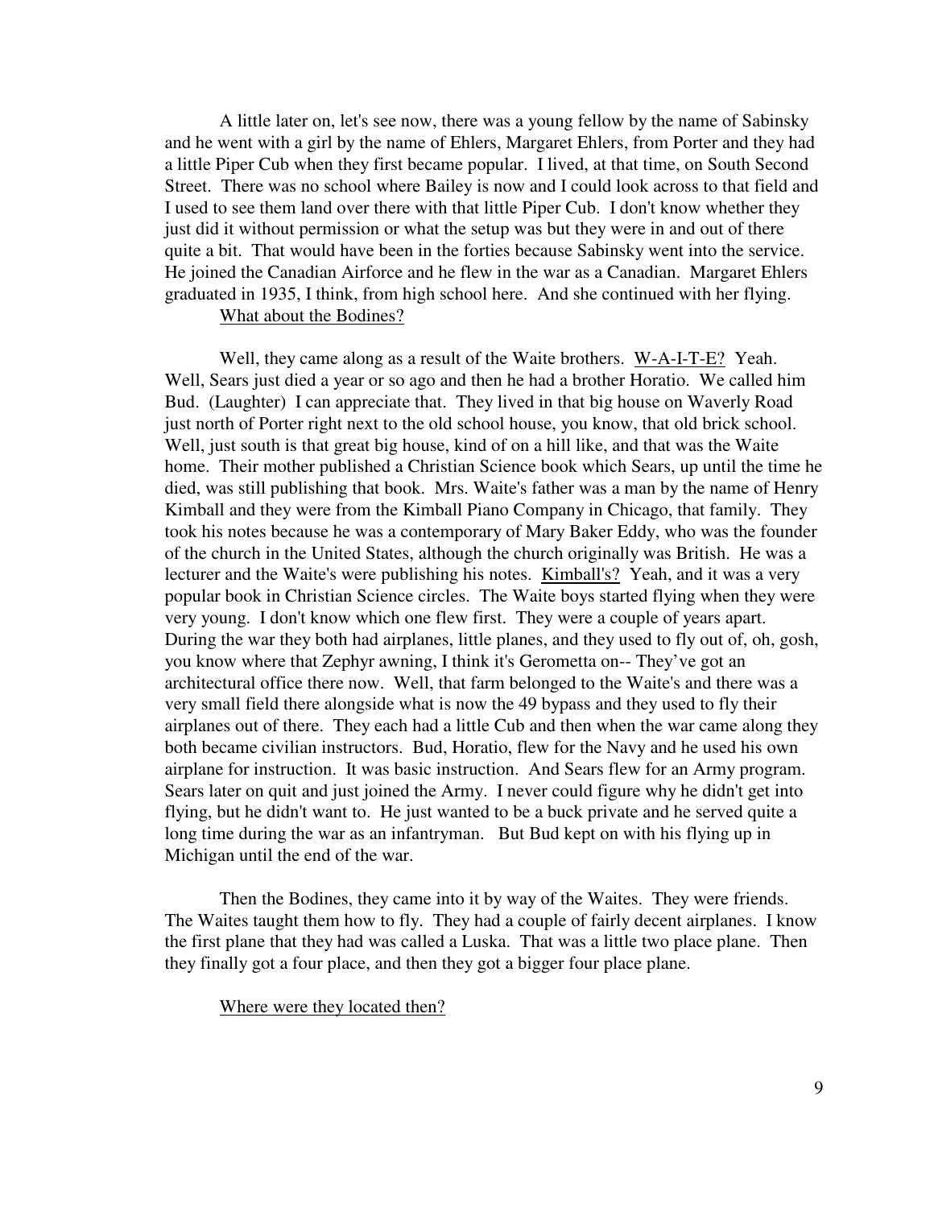A little later on, let's see now, there was a young fellow by the name of Sabinsky and he went with a girl by the name of Ehlers, Margaret Ehlers, from Porter and they had a little Piper Cub when they first became popular. I lived, at that time, on South Second Street. There was no school where Bailey is now and I could look across to that field and I used to see them land over there with that little Piper Cub. I don't know whether they just did it without permission or what the setup was but they were in and out of there quite a bit. That would have been in the forties because Sabinsky went into the service. He joined the Canadian Airforce and he flew in the war as a Canadian. Margaret Ehlers graduated in 1935, I think, from high school here. And she continued with her flying.

<u>What about the Bodines?</u>

Well, they came along as a result of the Waite brothers. <u>W-A-I-T-E?</u> Yeah. Well, Sears just died a year or so ago and then he had a brother Horatio. We called him Bud. (Laughter) I can appreciate that. They lived in that big house on Waverly Road just north of Porter right next to the old school house, you know, that old brick school. Well, just south is that great big house, kind of on a hill like, and that was the Waite home. Their mother published a Christian Science book which Sears, up until the time he died, was still publishing that book. Mrs. Waite's father was a man by the name of Henry Kimball and they were from the Kimball Piano Company in Chicago, that family. They took his notes because he was a contemporary of Mary Baker Eddy, who was the founder of the church in the United States, although the church originally was British. He was a lecturer and the Waite's were publishing his notes. <u>Kimball's?</u> Yeah, and it was a very popular book in Christian Science circles. The Waite boys started flying when they were very young. I don't know which one flew first. They were a couple of years apart. During the war they both had airplanes, little planes, and they used to fly out of, oh, gosh, you know where that Zephyr awning, I think it's Gerometta on-- They've got an architectural office there now. Well, that farm belonged to the Waite's and there was a very small field there alongside what is now the 49 bypass and they used to fly their airplanes out of there. They each had a little Cub and then when the war came along they both became civilian instructors. Bud, Horatio, flew for the Navy and he used his own airplane for instruction. It was basic instruction. And Sears flew for an Army program. Sears later on quit and just joined the Army. I never could figure why he didn't get into flying, but he didn't want to. He just wanted to be a buck private and he served quite a long time during the war as an infantryman. But Bud kept on with his flying up in Michigan until the end of the war.

Then the Bodines, they came into it by way of the Waites. They were friends. The Waites taught them how to fly. They had a couple of fairly decent airplanes. I know the first plane that they had was called a Luska. That was a little two place plane. Then they finally got a four place, and then they got a bigger four place plane.

<u>Where were they located then?</u>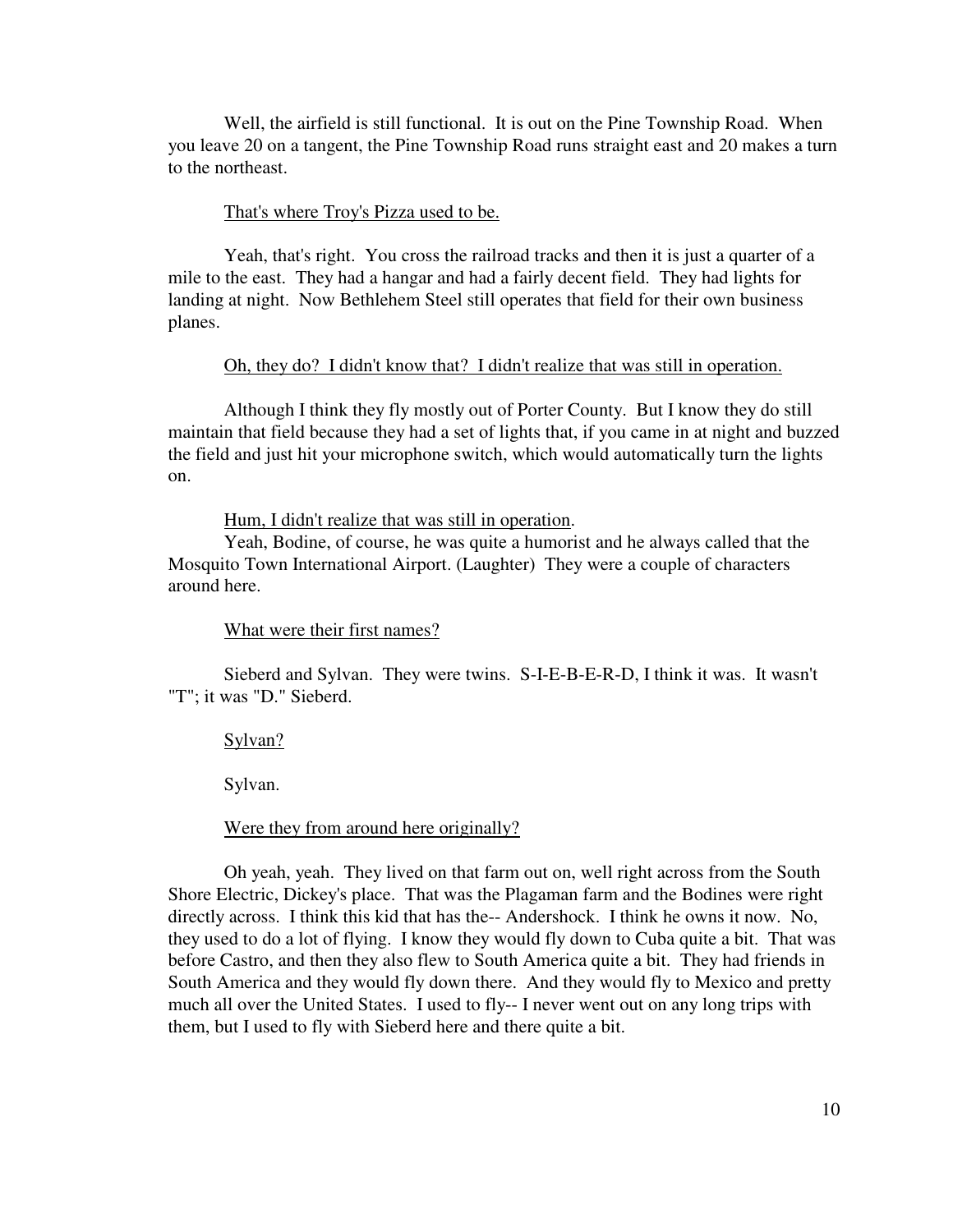Well, the airfield is still functional. It is out on the Pine Township Road. When you leave 20 on a tangent, the Pine Township Road runs straight east and 20 makes a turn to the northeast.

<u>That's where Troy's Pizza used to be.</u>

Yeah, that's right. You cross the railroad tracks and then it is just a quarter of a mile to the east. They had a hangar and had a fairly decent field. They had lights for landing at night. Now Bethlehem Steel still operates that field for their own business planes.

<u>Oh, they do? I didn't know that? I didn't realize that was still in operation.</u>

Although I think they fly mostly out of Porter County. But I know they do still maintain that field because they had a set of lights that, if you came in at night and buzzed the field and just hit your microphone switch, which would automatically turn the lights on.

<u>Hum, I didn't realize that was still in operation</u>.

Yeah, Bodine, of course, he was quite a humorist and he always called that the Mosquito Town International Airport. (Laughter) They were a couple of characters around here.

<u>What were their first names?</u>

Sieberd and Sylvan. They were twins. S-I-E-B-E-R-D, I think it was. It wasn't "T"; it was "D." Sieberd.

<u>Sylvan?</u>

Sylvan.

<u>Were they from around here originally?</u>

Oh yeah, yeah. They lived on that farm out on, well right across from the South Shore Electric, Dickey's place. That was the Plagaman farm and the Bodines were right directly across. I think this kid that has the-- Andershock. I think he owns it now. No, they used to do a lot of flying. I know they would fly down to Cuba quite a bit. That was before Castro, and then they also flew to South America quite a bit. They had friends in South America and they would fly down there. And they would fly to Mexico and pretty much all over the United States. I used to fly-- I never went out on any long trips with them, but I used to fly with Sieberd here and there quite a bit.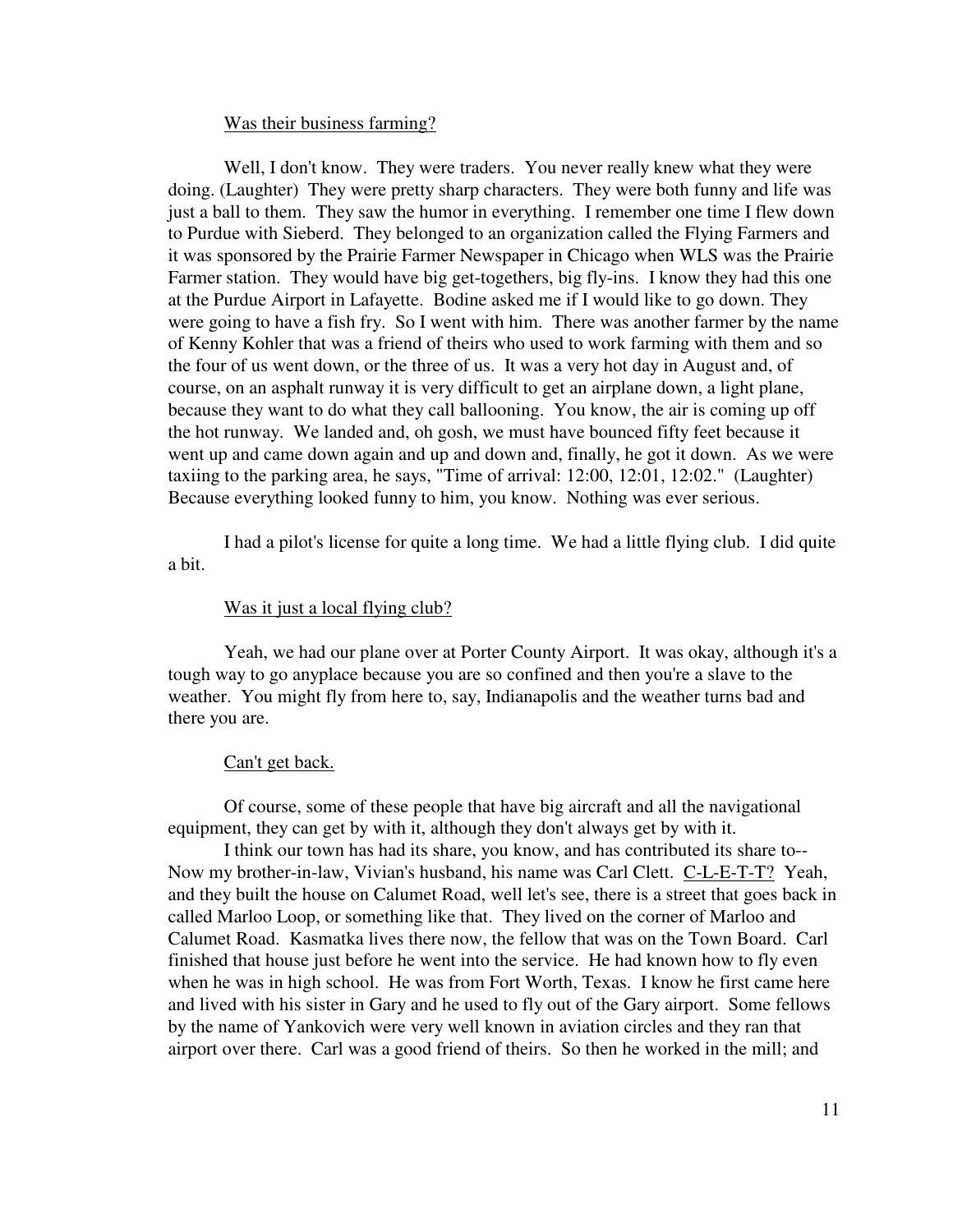<u>Was their business farming?</u>

Well, I don't know. They were traders. You never really knew what they were doing. (Laughter) They were pretty sharp characters. They were both funny and life was just a ball to them. They saw the humor in everything. I remember one time I flew down to Purdue with Sieberd. They belonged to an organization called the Flying Farmers and it was sponsored by the Prairie Farmer Newspaper in Chicago when WLS was the Prairie Farmer station. They would have big get-togethers, big fly-ins. I know they had this one at the Purdue Airport in Lafayette. Bodine asked me if I would like to go down. They were going to have a fish fry. So I went with him. There was another farmer by the name of Kenny Kohler that was a friend of theirs who used to work farming with them and so the four of us went down, or the three of us. It was a very hot day in August and, of course, on an asphalt runway it is very difficult to get an airplane down, a light plane, because they want to do what they call ballooning. You know, the air is coming up off the hot runway. We landed and, oh gosh, we must have bounced fifty feet because it went up and came down again and up and down and, finally, he got it down. As we were taxiing to the parking area, he says, "Time of arrival: 12:00, 12:01, 12:02." (Laughter) Because everything looked funny to him, you know. Nothing was ever serious.

I had a pilot's license for quite a long time. We had a little flying club. I did quite a bit.

<u>Was it just a local flying club?</u>

Yeah, we had our plane over at Porter County Airport. It was okay, although it's a tough way to go anyplace because you are so confined and then you're a slave to the weather. You might fly from here to, say, Indianapolis and the weather turns bad and there you are.

<u>Can't get back.</u>

Of course, some of these people that have big aircraft and all the navigational equipment, they can get by with it, although they don't always get by with it.

I think our town has had its share, you know, and has contributed its share to-- Now my brother-in-law, Vivian's husband, his name was Carl Clett. <u>C-L-E-T-T?</u> Yeah, and they built the house on Calumet Road, well let's see, there is a street that goes back in called Marloo Loop, or something like that. They lived on the corner of Marloo and Calumet Road. Kasmatka lives there now, the fellow that was on the Town Board. Carl finished that house just before he went into the service. He had known how to fly even when he was in high school. He was from Fort Worth, Texas. I know he first came here and lived with his sister in Gary and he used to fly out of the Gary airport. Some fellows by the name of Yankovich were very well known in aviation circles and they ran that airport over there. Carl was a good friend of theirs. So then he worked in the mill; and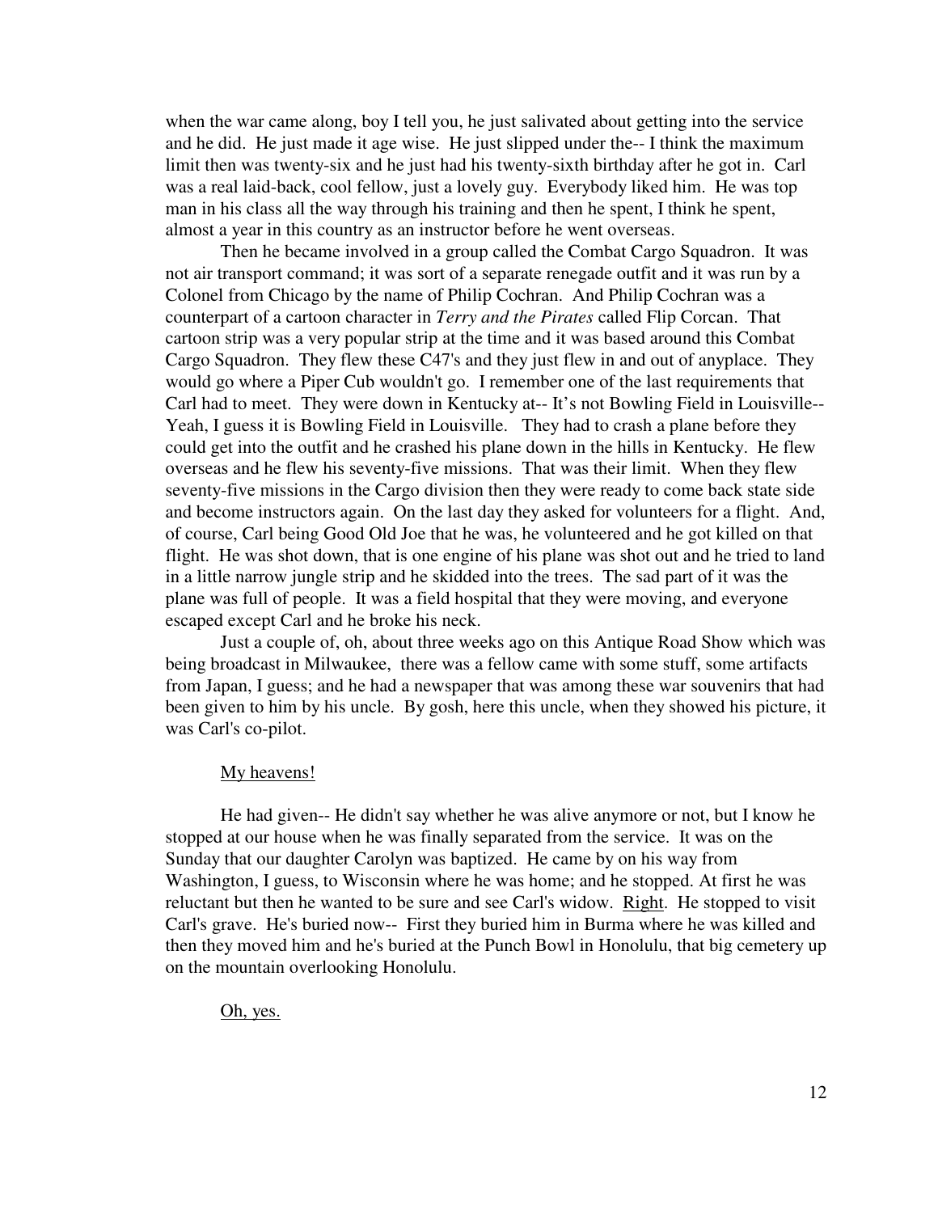when the war came along, boy I tell you, he just salivated about getting into the service and he did. He just made it age wise. He just slipped under the-- I think the maximum limit then was twenty-six and he just had his twenty-sixth birthday after he got in. Carl was a real laid-back, cool fellow, just a lovely guy. Everybody liked him. He was top man in his class all the way through his training and then he spent, I think he spent, almost a year in this country as an instructor before he went overseas.

Then he became involved in a group called the Combat Cargo Squadron. It was not air transport command; it was sort of a separate renegade outfit and it was run by a Colonel from Chicago by the name of Philip Cochran. And Philip Cochran was a counterpart of a cartoon character in *Terry and the Pirates* called Flip Corcan. That cartoon strip was a very popular strip at the time and it was based around this Combat Cargo Squadron. They flew these C47's and they just flew in and out of anyplace. They would go where a Piper Cub wouldn't go. I remember one of the last requirements that Carl had to meet. They were down in Kentucky at-- It's not Bowling Field in Louisville-- Yeah, I guess it is Bowling Field in Louisville. They had to crash a plane before they could get into the outfit and he crashed his plane down in the hills in Kentucky. He flew overseas and he flew his seventy-five missions. That was their limit. When they flew seventy-five missions in the Cargo division then they were ready to come back state side and become instructors again. On the last day they asked for volunteers for a flight. And, of course, Carl being Good Old Joe that he was, he volunteered and he got killed on that flight. He was shot down, that is one engine of his plane was shot out and he tried to land in a little narrow jungle strip and he skidded into the trees. The sad part of it was the plane was full of people. It was a field hospital that they were moving, and everyone escaped except Carl and he broke his neck.

Just a couple of, oh, about three weeks ago on this Antique Road Show which was being broadcast in Milwaukee, there was a fellow came with some stuff, some artifacts from Japan, I guess; and he had a newspaper that was among these war souvenirs that had been given to him by his uncle. By gosh, here this uncle, when they showed his picture, it was Carl's co-pilot.

<u>My heavens!</u>

He had given-- He didn't say whether he was alive anymore or not, but I know he stopped at our house when he was finally separated from the service. It was on the Sunday that our daughter Carolyn was baptized. He came by on his way from Washington, I guess, to Wisconsin where he was home; and he stopped. At first he was reluctant but then he wanted to be sure and see Carl's widow. <u>Right</u>. He stopped to visit Carl's grave. He's buried now-- First they buried him in Burma where he was killed and then they moved him and he's buried at the Punch Bowl in Honolulu, that big cemetery up on the mountain overlooking Honolulu.

<u>Oh, yes.</u>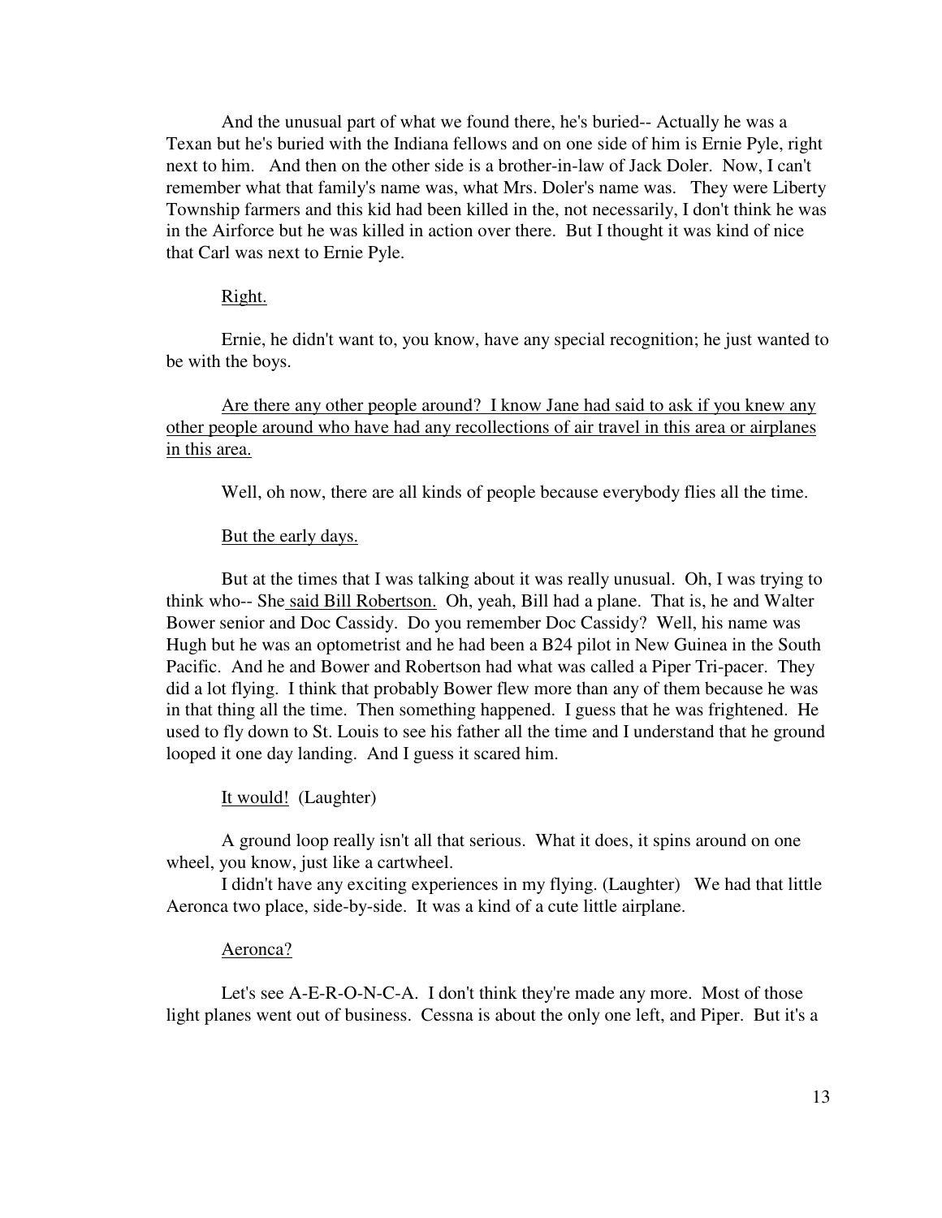And the unusual part of what we found there, he's buried-- Actually he was a Texan but he's buried with the Indiana fellows and on one side of him is Ernie Pyle, right next to him. And then on the other side is a brother-in-law of Jack Doler. Now, I can't remember what that family's name was, what Mrs. Doler's name was. They were Liberty Township farmers and this kid had been killed in the, not necessarily, I don't think he was in the Airforce but he was killed in action over there. But I thought it was kind of nice that Carl was next to Ernie Pyle.

<u>Right.</u>

Ernie, he didn't want to, you know, have any special recognition; he just wanted to be with the boys.

<u>Are there any other people around? I know Jane had said to ask if you knew any other people around who have had any recollections of air travel in this area or airplanes in this area.</u>

Well, oh now, there are all kinds of people because everybody flies all the time.

<u>But the early days.</u>

But at the times that I was talking about it was really unusual. Oh, I was trying to think who-- She <u>said Bill Robertson.</u> Oh, yeah, Bill had a plane. That is, he and Walter Bower senior and Doc Cassidy. Do you remember Doc Cassidy? Well, his name was Hugh but he was an optometrist and he had been a B24 pilot in New Guinea in the South Pacific. And he and Bower and Robertson had what was called a Piper Tri-pacer. They did a lot flying. I think that probably Bower flew more than any of them because he was in that thing all the time. Then something happened. I guess that he was frightened. He used to fly down to St. Louis to see his father all the time and I understand that he ground looped it one day landing. And I guess it scared him.

<u>It would!</u> (Laughter)

A ground loop really isn't all that serious. What it does, it spins around on one wheel, you know, just like a cartwheel.

I didn't have any exciting experiences in my flying. (Laughter) We had that little Aeronca two place, side-by-side. It was a kind of a cute little airplane.

<u>Aeronca?</u>

Let's see A-E-R-O-N-C-A. I don't think they're made any more. Most of those light planes went out of business. Cessna is about the only one left, and Piper. But it's a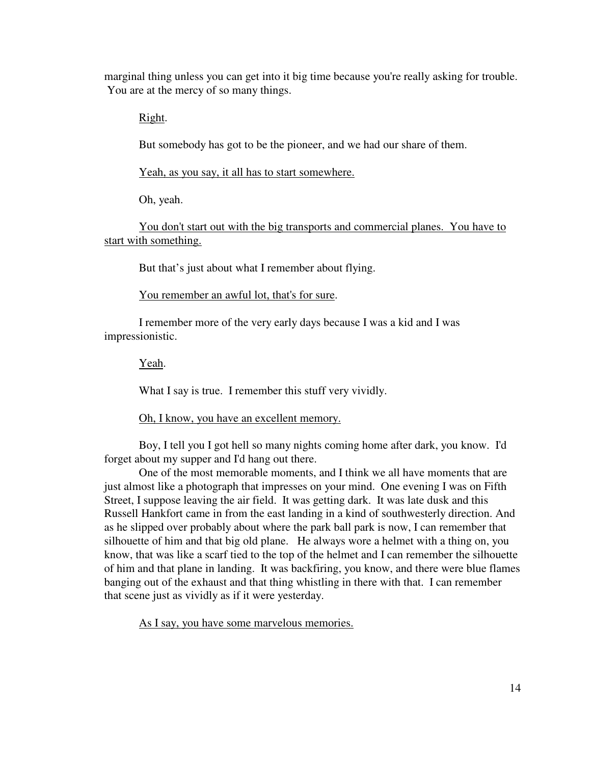marginal thing unless you can get into it big time because you're really asking for trouble. You are at the mercy of so many things.

<u>Right</u>.

But somebody has got to be the pioneer, and we had our share of them.

<u>Yeah, as you say, it all has to start somewhere.</u>

Oh, yeah.

<u>You don't start out with the big transports and commercial planes. You have to start with something.</u>

But that's just about what I remember about flying.

<u>You remember an awful lot, that's for sure</u>.

I remember more of the very early days because I was a kid and I was impressionistic.

<u>Yeah</u>.

What I say is true. I remember this stuff very vividly.

<u>Oh, I know, you have an excellent memory.</u>

Boy, I tell you I got hell so many nights coming home after dark, you know. I'd forget about my supper and I'd hang out there.

One of the most memorable moments, and I think we all have moments that are just almost like a photograph that impresses on your mind. One evening I was on Fifth Street, I suppose leaving the air field. It was getting dark. It was late dusk and this Russell Hankfort came in from the east landing in a kind of southwesterly direction. And as he slipped over probably about where the park ball park is now, I can remember that silhouette of him and that big old plane. He always wore a helmet with a thing on, you know, that was like a scarf tied to the top of the helmet and I can remember the silhouette of him and that plane in landing. It was backfiring, you know, and there were blue flames banging out of the exhaust and that thing whistling in there with that. I can remember that scene just as vividly as if it were yesterday.

<u>As I say, you have some marvelous memories.</u>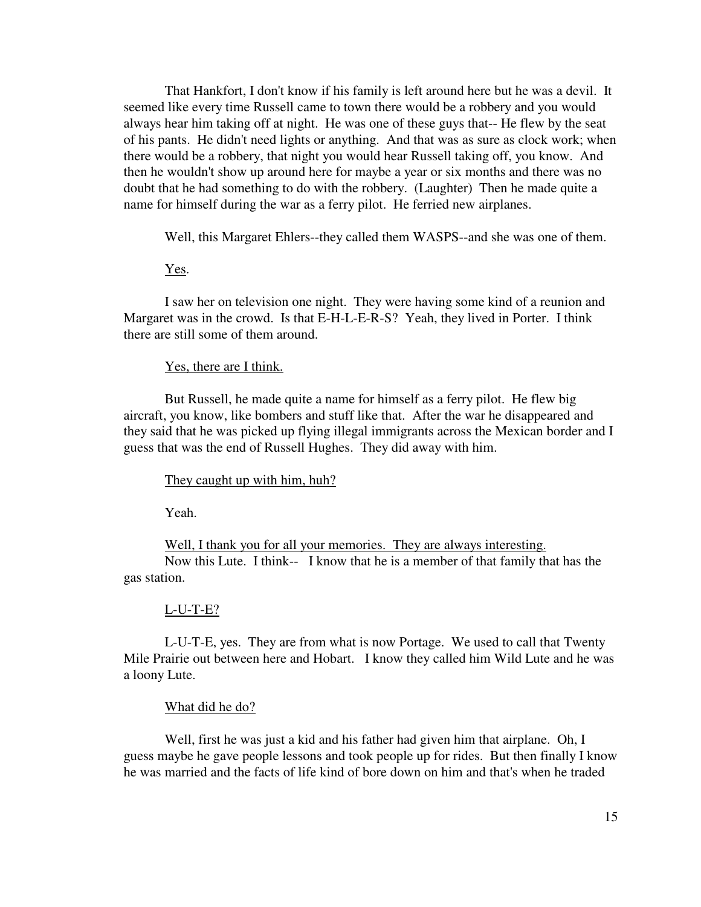That Hankfort, I don't know if his family is left around here but he was a devil. It seemed like every time Russell came to town there would be a robbery and you would always hear him taking off at night. He was one of these guys that-- He flew by the seat of his pants. He didn't need lights or anything. And that was as sure as clock work; when there would be a robbery, that night you would hear Russell taking off, you know. And then he wouldn't show up around here for maybe a year or six months and there was no doubt that he had something to do with the robbery. (Laughter) Then he made quite a name for himself during the war as a ferry pilot. He ferried new airplanes.

Well, this Margaret Ehlers--they called them WASPS--and she was one of them.

<u>Yes</u>.

I saw her on television one night. They were having some kind of a reunion and Margaret was in the crowd. Is that E-H-L-E-R-S? Yeah, they lived in Porter. I think there are still some of them around.

<u>Yes, there are I think.</u>

But Russell, he made quite a name for himself as a ferry pilot. He flew big aircraft, you know, like bombers and stuff like that. After the war he disappeared and they said that he was picked up flying illegal immigrants across the Mexican border and I guess that was the end of Russell Hughes. They did away with him.

<u>They caught up with him, huh?</u>

Yeah.

<u>Well, I thank you for all your memories. They are always interesting.</u>

Now this Lute. I think-- I know that he is a member of that family that has the gas station.

<u>L-U-T-E?</u>

L-U-T-E, yes. They are from what is now Portage. We used to call that Twenty Mile Prairie out between here and Hobart. I know they called him Wild Lute and he was a loony Lute.

<u>What did he do?</u>

Well, first he was just a kid and his father had given him that airplane. Oh, I guess maybe he gave people lessons and took people up for rides. But then finally I know he was married and the facts of life kind of bore down on him and that's when he traded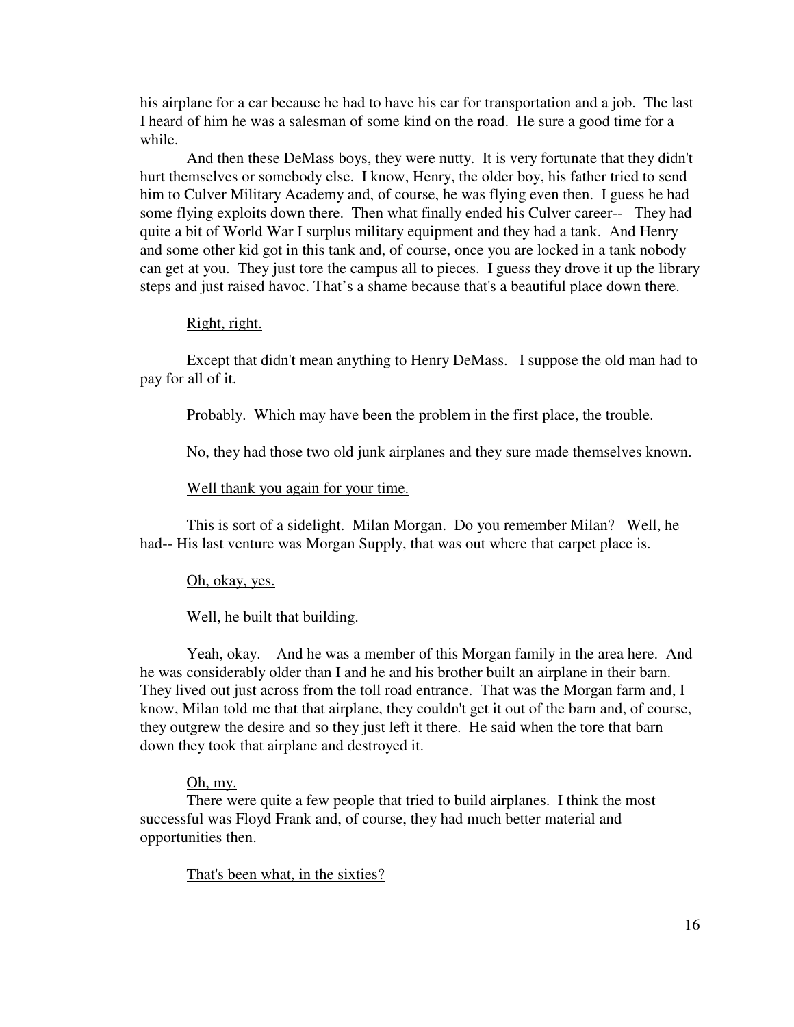his airplane for a car because he had to have his car for transportation and a job. The last I heard of him he was a salesman of some kind on the road. He sure a good time for a while.

And then these DeMass boys, they were nutty. It is very fortunate that they didn't hurt themselves or somebody else. I know, Henry, the older boy, his father tried to send him to Culver Military Academy and, of course, he was flying even then. I guess he had some flying exploits down there. Then what finally ended his Culver career-- They had quite a bit of World War I surplus military equipment and they had a tank. And Henry and some other kid got in this tank and, of course, once you are locked in a tank nobody can get at you. They just tore the campus all to pieces. I guess they drove it up the library steps and just raised havoc. That's a shame because that's a beautiful place down there.

<u>Right, right.</u>

Except that didn't mean anything to Henry DeMass. I suppose the old man had to pay for all of it.

<u>Probably. Which may have been the problem in the first place, the trouble</u>.

No, they had those two old junk airplanes and they sure made themselves known.

<u>Well thank you again for your time.</u>

This is sort of a sidelight. Milan Morgan. Do you remember Milan? Well, he had-- His last venture was Morgan Supply, that was out where that carpet place is.

<u>Oh, okay, yes.</u>

Well, he built that building.

<u>Yeah, okay.</u> And he was a member of this Morgan family in the area here. And he was considerably older than I and he and his brother built an airplane in their barn. They lived out just across from the toll road entrance. That was the Morgan farm and, I know, Milan told me that that airplane, they couldn't get it out of the barn and, of course, they outgrew the desire and so they just left it there. He said when the tore that barn down they took that airplane and destroyed it.

<u>Oh, my.</u>

There were quite a few people that tried to build airplanes. I think the most successful was Floyd Frank and, of course, they had much better material and opportunities then.

<u>That's been what, in the sixties?</u>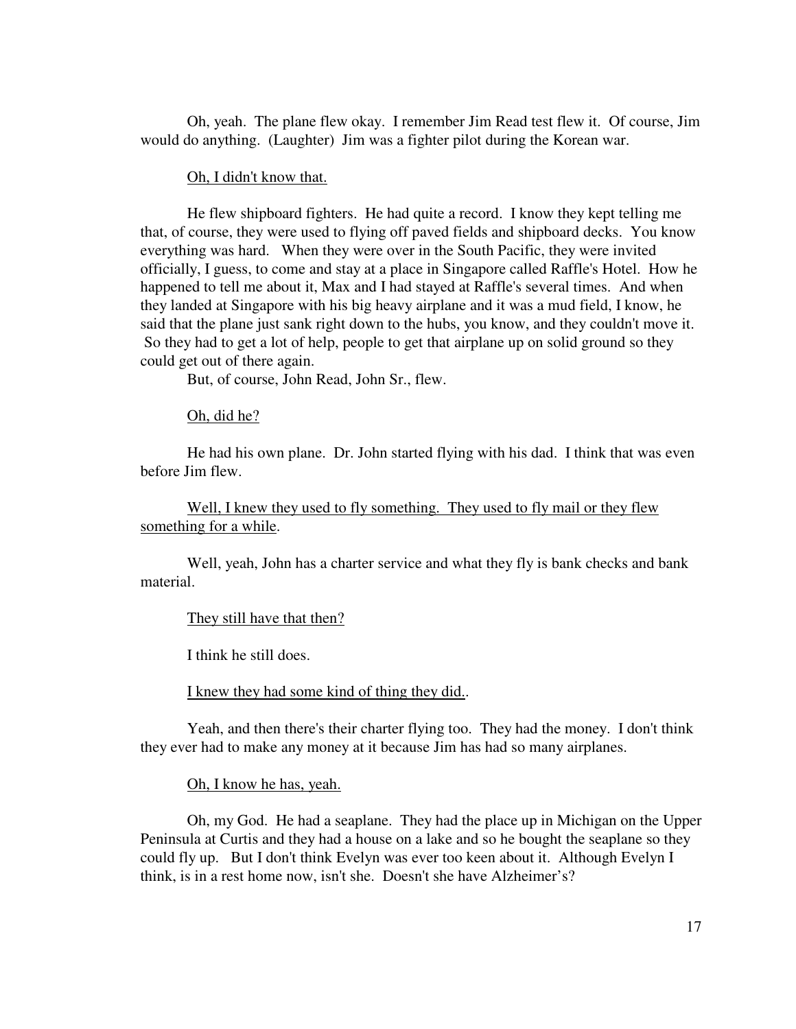Oh, yeah. The plane flew okay. I remember Jim Read test flew it. Of course, Jim would do anything. (Laughter) Jim was a fighter pilot during the Korean war.

<u>Oh, I didn't know that.</u>

He flew shipboard fighters. He had quite a record. I know they kept telling me that, of course, they were used to flying off paved fields and shipboard decks. You know everything was hard. When they were over in the South Pacific, they were invited officially, I guess, to come and stay at a place in Singapore called Raffle's Hotel. How he happened to tell me about it, Max and I had stayed at Raffle's several times. And when they landed at Singapore with his big heavy airplane and it was a mud field, I know, he said that the plane just sank right down to the hubs, you know, and they couldn't move it. So they had to get a lot of help, people to get that airplane up on solid ground so they could get out of there again.

But, of course, John Read, John Sr., flew.

<u>Oh, did he?</u>

He had his own plane. Dr. John started flying with his dad. I think that was even before Jim flew.

<u>Well, I knew they used to fly something. They used to fly mail or they flew something for a while</u>.

Well, yeah, John has a charter service and what they fly is bank checks and bank material.

<u>They still have that then?</u>

I think he still does.

<u>I knew they had some kind of thing they did.</u>.

Yeah, and then there's their charter flying too. They had the money. I don't think they ever had to make any money at it because Jim has had so many airplanes.

<u>Oh, I know he has, yeah.</u>

Oh, my God. He had a seaplane. They had the place up in Michigan on the Upper Peninsula at Curtis and they had a house on a lake and so he bought the seaplane so they could fly up. But I don't think Evelyn was ever too keen about it. Although Evelyn I think, is in a rest home now, isn't she. Doesn't she have Alzheimer's?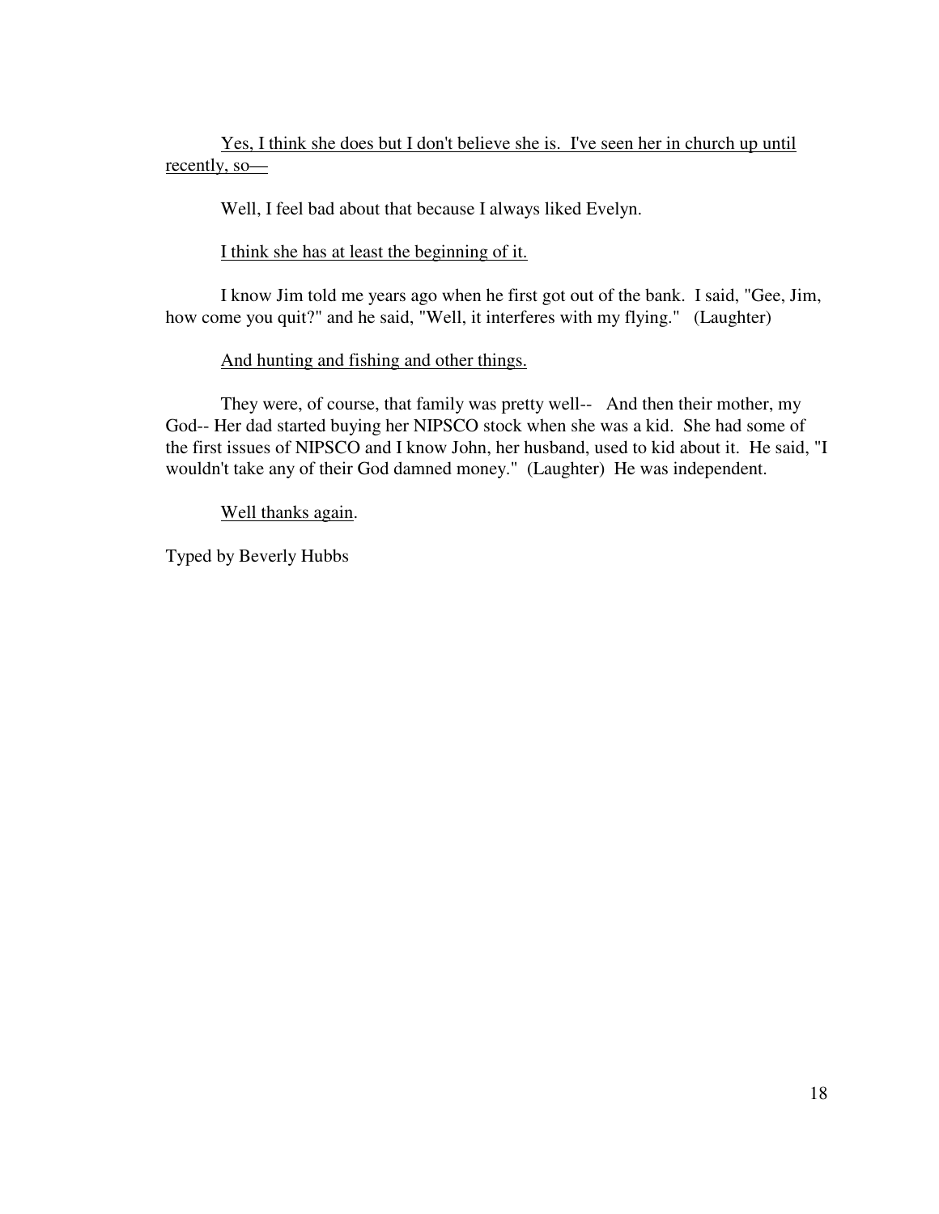<u>Yes, I think she does but I don't believe she is. I've seen her in church up until recently, so—</u>

Well, I feel bad about that because I always liked Evelyn.

<u>I think she has at least the beginning of it.</u>

I know Jim told me years ago when he first got out of the bank. I said, "Gee, Jim, how come you quit?" and he said, "Well, it interferes with my flying." (Laughter)

<u>And hunting and fishing and other things.</u>

They were, of course, that family was pretty well-- And then their mother, my God-- Her dad started buying her NIPSCO stock when she was a kid. She had some of the first issues of NIPSCO and I know John, her husband, used to kid about it. He said, "I wouldn't take any of their God damned money." (Laughter) He was independent.

<u>Well thanks again</u>.

Typed by Beverly Hubbs